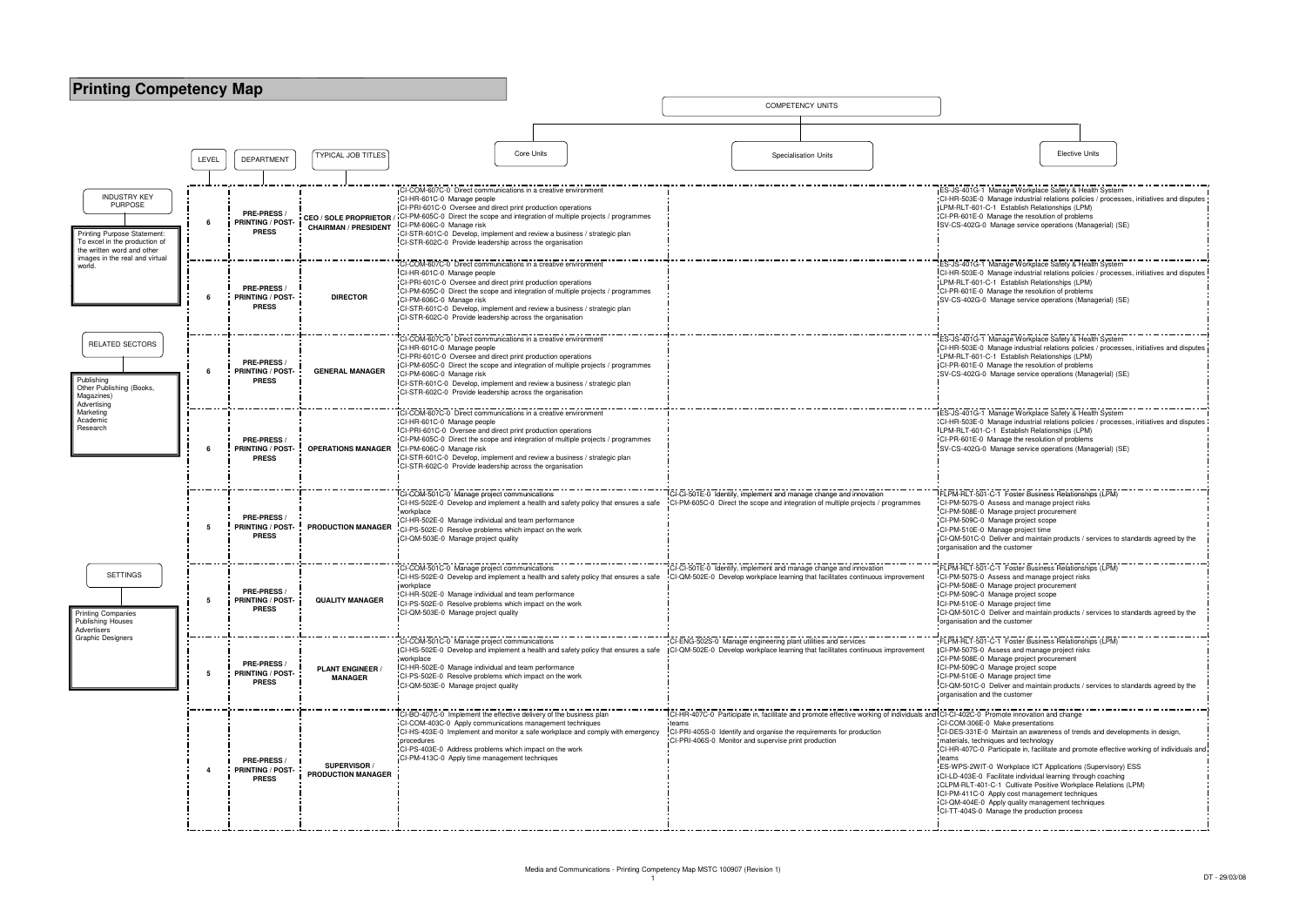# Printing Competency Map

**INDUSTRY KEY PURPOSE**

Printing Purpose Statement: To excel in the production of the written word and other images in the real and virtual world.

**RELATED SECTORS**

Publishing
Other Publishing (Books, Magazines)
Advertising
Marketing
Academic
Research

**SETTINGS**

Printing Companies
Publishing Houses
Advertisers
Graphic Designers

**COMPETENCY UNITS**

| LEVEL | DEPARTMENT | TYPICAL JOB TITLES | Core Units | Specialisation Units | Elective Units |
|---|---|---|---|---|---|
| 6 | PRE-PRESS / PRINTING / POST-PRESS | CEO / SOLE PROPRIETOR / CHAIRMAN / PRESIDENT | CI-COM-607C-0 Direct communications in a creative environment<br>CI-HR-601C-0 Manage people<br>CI-PRI-601C-0 Oversee and direct print production operations<br>CI-PM-605C-0 Direct the scope and integration of multiple projects / programmes<br>CI-PM-606C-0 Manage risk<br>CI-STR-601C-0 Develop, implement and review a business / strategic plan<br>CI-STR-602C-0 Provide leadership across the organisation | | ES-JS-401G-1 Manage Workplace Safety & Health System<br>CI-HR-503E-0 Manage industrial relations policies / processes, initiatives and disputes<br>LPM-RLT-601-C-1 Establish Relationships (LPM)<br>CI-PR-601E-0 Manage the resolution of problems<br>SV-CS-402G-0 Manage service operations (Managerial) (SE) |
| 6 | PRE-PRESS / PRINTING / POST-PRESS | DIRECTOR | CI-COM-607C-0 Direct communications in a creative environment<br>CI-HR-601C-0 Manage people<br>CI-PRI-601C-0 Oversee and direct print production operations<br>CI-PM-605C-0 Direct the scope and integration of multiple projects / programmes<br>CI-PM-606C-0 Manage risk<br>CI-STR-601C-0 Develop, implement and review a business / strategic plan<br>CI-STR-602C-0 Provide leadership across the organisation | | ES-JS-401G-1 Manage Workplace Safety & Health System<br>CI-HR-503E-0 Manage industrial relations policies / processes, initiatives and disputes<br>LPM-RLT-601-C-1 Establish Relationships (LPM)<br>CI-PR-601E-0 Manage the resolution of problems<br>SV-CS-402G-0 Manage service operations (Managerial) (SE) |
| 6 | PRE-PRESS / PRINTING / POST-PRESS | GENERAL MANAGER | CI-COM-607C-0 Direct communications in a creative environment<br>CI-HR-601C-0 Manage people<br>CI-PRI-601C-0 Oversee and direct print production operations<br>CI-PM-605C-0 Direct the scope and integration of multiple projects / programmes<br>CI-PM-606C-0 Manage risk<br>CI-STR-601C-0 Develop, implement and review a business / strategic plan<br>CI-STR-602C-0 Provide leadership across the organisation | | ES-JS-401G-1 Manage Workplace Safety & Health System<br>CI-HR-503E-0 Manage industrial relations policies / processes, initiatives and disputes<br>LPM-RLT-601-C-1 Establish Relationships (LPM)<br>CI-PR-601E-0 Manage the resolution of problems<br>SV-CS-402G-0 Manage service operations (Managerial) (SE) |
| 6 | PRE-PRESS / PRINTING / POST-PRESS | OPERATIONS MANAGER | CI-COM-607C-0 Direct communications in a creative environment<br>CI-HR-601C-0 Manage people<br>CI-PRI-601C-0 Oversee and direct print production operations<br>CI-PM-605C-0 Direct the scope and integration of multiple projects / programmes<br>CI-PM-606C-0 Manage risk<br>CI-STR-601C-0 Develop, implement and review a business / strategic plan<br>CI-STR-602C-0 Provide leadership across the organisation | | ES-JS-401G-1 Manage Workplace Safety & Health System<br>CI-HR-503E-0 Manage industrial relations policies / processes, initiatives and disputes<br>LPM-RLT-601-C-1 Establish Relationships (LPM)<br>CI-PR-601E-0 Manage the resolution of problems<br>SV-CS-402G-0 Manage service operations (Managerial) (SE) |
| 5 | PRE-PRESS / PRINTING / POST-PRESS | PRODUCTION MANAGER | CI-COM-501C-0 Manage project communications<br>CI-HS-502E-0 Develop and implement a health and safety policy that ensures a safe workplace<br>CI-HR-502E-0 Manage individual and team performance<br>CI-PS-502E-0 Resolve problems which impact on the work<br>CI-QM-503E-0 Manage project quality | CI-CI-501E-0 Identify, implement and manage change and innovation<br>CI-PM-605C-0 Direct the scope and integration of multiple projects / programmes | FLPM-RLT-501-C-1 Foster Business Relationships (LPM)<br>CI-PM-507S-0 Assess and manage project risks<br>CI-PM-508E-0 Manage project procurement<br>CI-PM-509C-0 Manage project scope<br>CI-PM-510E-0 Manage project time<br>CI-QM-501C-0 Deliver and maintain products / services to standards agreed by the organisation and the customer |
| 5 | PRE-PRESS / PRINTING / POST-PRESS | QUALITY MANAGER | CI-COM-501C-0 Manage project communications<br>CI-HS-502E-0 Develop and implement a health and safety policy that ensures a safe workplace<br>CI-HR-502E-0 Manage individual and team performance<br>CI-PS-502E-0 Resolve problems which impact on the work<br>CI-QM-503E-0 Manage project quality | CI-CI-501E-0 Identify, implement and manage change and innovation<br>CI-QM-502E-0 Develop workplace learning that facilitates continuous improvement | FLPM-RLT-501-C-1 Foster Business Relationships (LPM)<br>CI-PM-507S-0 Assess and manage project risks<br>CI-PM-508E-0 Manage project procurement<br>CI-PM-509C-0 Manage project scope<br>CI-PM-510E-0 Manage project time<br>CI-QM-501C-0 Deliver and maintain products / services to standards agreed by the organisation and the customer |
| 5 | PRE-PRESS / PRINTING / POST-PRESS | PLANT ENGINEER / MANAGER | CI-COM-501C-0 Manage project communications<br>CI-HS-502E-0 Develop and implement a health and safety policy that ensures a safe workplace<br>CI-HR-502E-0 Manage individual and team performance<br>CI-PS-502E-0 Resolve problems which impact on the work<br>CI-QM-503E-0 Manage project quality | CI-ENG-502S-0 Manage engineering plant utilities and services<br>CI-QM-502E-0 Develop workplace learning that facilitates continuous improvement | FLPM-RLT-501-C-1 Foster Business Relationships (LPM)<br>CI-PM-507S-0 Assess and manage project risks<br>CI-PM-508E-0 Manage project procurement<br>CI-PM-509C-0 Manage project scope<br>CI-PM-510E-0 Manage project time<br>CI-QM-501C-0 Deliver and maintain products / services to standards agreed by the organisation and the customer |
| 4 | PRE-PRESS / PRINTING / POST-PRESS | SUPERVISOR / PRODUCTION MANAGER | CI-BO-407C-0 Implement the effective delivery of the business plan<br>CI-COM-403C-0 Apply communications management techniques<br>CI-HS-403E-0 Implement and monitor a safe workplace and comply with emergency procedures<br>CI-PS-403E-0 Address problems which impact on the work<br>CI-PM-413C-0 Apply time management techniques | CI-HR-407C-0 Participate in, facilitate and promote effective working of individuals and teams<br>CI-PRI-405S-0 Identify and organise the requirements for production<br>CI-PRI-406S-0 Monitor and supervise print production | CI-CI-402C-0 Promote innovation and change<br>CI-COM-306E-0 Make presentations<br>CI-DES-331E-0 Maintain an awareness of trends and developments in design, materials, techniques and technology<br>CI-HR-407C-0 Participate in, facilitate and promote effective working of individuals and teams<br>ES-WPS-2WIT-0 Workplace ICT Applications (Supervisory) ESS<br>CI-LD-403E-0 Facilitate individual learning through coaching<br>CLPM-RLT-401-C-1 Cultivate Positive Workplace Relations (LPM)<br>CI-PM-411C-0 Apply cost management techniques<br>CI-QM-404E-0 Apply quality management techniques<br>CI-TT-404S-0 Manage the production process |

Media and Communications - Printing Competency Map MSTC 100907 (Revision 1)

DT - 29/03/08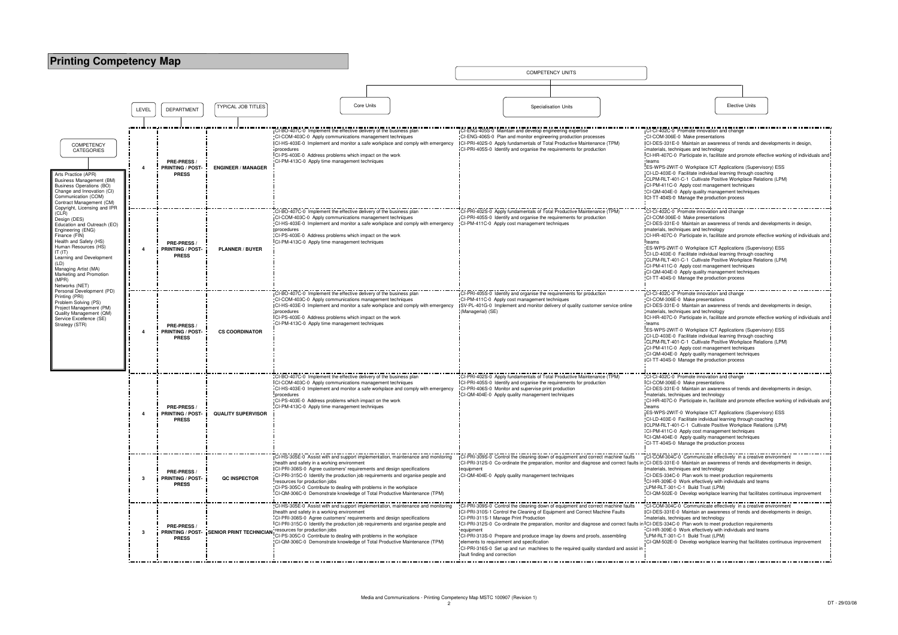# Printing Competency Map

**COMPETENCY CATEGORIES**

Arts Practice (APR)
Business Management (BM)
Business Operations (BO)
Change and Innovation (CI)
Communication (COM)
Contract Management (CM)
Copyright, Licensing and IPR (CLR)
Design (DES)
Education and Outreach (EO)
Engineering (ENG)
Finance (FIN)
Health and Safety (HS)
Human Resources (HS)
IT (IT)
Learning and Development (LD)
Managing Artist (MA)
Marketing and Promotion (MPR)
Networks (NET)
Personal Development (PD)
Printing (PRI)
Problem Solving (PS)
Project Management (PM)
Quality Management (QM)
Service Excellence (SE)
Strategy (STR)

| LEVEL | DEPARTMENT | TYPICAL JOB TITLES | COMPETENCY UNITS: Core Units | Specialisation Units | Elective Units |
|---|---|---|---|---|---|
| 4 | PRE-PRESS / PRINTING / POST-PRESS | ENGINEER / MANAGER | CI-BO-407C-0 Implement the effective delivery of the business plan<br>CI-COM-403C-0 Apply communications management techniques<br>CI-HS-403E-0 Implement and monitor a safe workplace and comply with emergency procedures<br>CI-PS-403E-0 Address problems which impact on the work<br>CI-PM-413C-0 Apply time management techniques | CI-ENG-405S-0 Maintain and develop engineering expertise<br>CI-ENG-406S-0 Plan and monitor engineering production processes<br>CI-PRI-402S-0 Apply fundamentals of Total Productive Maintenance (TPM)<br>CI-PRI-405S-0 Identify and organise the requirements for production | CI-CI-402C-0 Promote innovation and change<br>CI-COM-306E-0 Make presentations<br>CI-DES-331E-0 Maintain an awareness of trends and developments in design, materials, techniques and technology<br>CI-HR-407C-0 Participate in, facilitate and promote effective working of individuals and teams<br>ES-WPS-2WIT-0 Workplace ICT Applications (Supervisory) ESS<br>CI-LD-403E-0 Facilitate individual learning through coaching<br>CLPM-RLT-401-C-1 Cultivate Positive Workplace Relations (LPM)<br>CI-PM-411C-0 Apply cost management techniques<br>CI-QM-404E-0 Apply quality management techniques<br>CI-TT-404S-0 Manage the production process |
| 4 | PRE-PRESS / PRINTING / POST-PRESS | PLANNER / BUYER | CI-BO-407C-0 Implement the effective delivery of the business plan<br>CI-COM-403C-0 Apply communications management techniques<br>CI-HS-403E-0 Implement and monitor a safe workplace and comply with emergency procedures<br>CI-PS-403E-0 Address problems which impact on the work<br>CI-PM-413C-0 Apply time management techniques | CI-PRI-402S-0 Apply fundamentals of Total Productive Maintenance (TPM)<br>CI-PRI-405S-0 Identify and organise the requirements for production<br>CI-PM-411C-0 Apply cost management techniques | CI-CI-402C-0 Promote innovation and change<br>CI-COM-306E-0 Make presentations<br>CI-DES-331E-0 Maintain an awareness of trends and developments in design, materials, techniques and technology<br>CI-HR-407C-0 Participate in, facilitate and promote effective working of individuals and teams<br>ES-WPS-2WIT-0 Workplace ICT Applications (Supervisory) ESS<br>CI-LD-403E-0 Facilitate individual learning through coaching<br>CLPM-RLT-401-C-1 Cultivate Positive Workplace Relations (LPM)<br>CI-PM-411C-0 Apply cost management techniques<br>CI-QM-404E-0 Apply quality management techniques<br>CI-TT-404S-0 Manage the production process |
| 4 | PRE-PRESS / PRINTING / POST-PRESS | CS COORDINATOR | CI-BO-407C-0 Implement the effective delivery of the business plan<br>CI-COM-403C-0 Apply communications management techniques<br>CI-HS-403E-0 Implement and monitor a safe workplace and comply with emergency procedures<br>CI-PS-403E-0 Address problems which impact on the work<br>CI-PM-413C-0 Apply time management techniques | CI-PRI-405S-0 Identify and organise the requirements for production<br>CI-PM-411C-0 Apply cost management techniques<br>SV-PL-401G-0 Implement and monitor delivery of quality customer service online (Managerial) (SE) | CI-CI-402C-0 Promote innovation and change<br>CI-COM-306E-0 Make presentations<br>CI-DES-331E-0 Maintain an awareness of trends and developments in design, materials, techniques and technology<br>CI-HR-407C-0 Participate in, facilitate and promote effective working of individuals and teams<br>ES-WPS-2WIT-0 Workplace ICT Applications (Supervisory) ESS<br>CI-LD-403E-0 Facilitate individual learning through coaching<br>CLPM-RLT-401-C-1 Cultivate Positive Workplace Relations (LPM)<br>CI-PM-411C-0 Apply cost management techniques<br>CI-QM-404E-0 Apply quality management techniques<br>CI-TT-404S-0 Manage the production process |
| 4 | PRE-PRESS / PRINTING / POST-PRESS | QUALITY SUPERVISOR | CI-BO-407C-0 Implement the effective delivery of the business plan<br>CI-COM-403C-0 Apply communications management techniques<br>CI-HS-403E-0 Implement and monitor a safe workplace and comply with emergency procedures<br>CI-PS-403E-0 Address problems which impact on the work<br>CI-PM-413C-0 Apply time management techniques | CI-PRI-402S-0 Apply fundamentals of Total Productive Maintenance (TPM)<br>CI-PRI-405S-0 Identify and organise the requirements for production<br>CI-PRI-406S-0 Monitor and supervise print production<br>CI-QM-404E-0 Apply quality management techniques | CI-CI-402C-0 Promote innovation and change<br>CI-COM-306E-0 Make presentations<br>CI-DES-331E-0 Maintain an awareness of trends and developments in design, materials, techniques and technology<br>CI-HR-407C-0 Participate in, facilitate and promote effective working of individuals and teams<br>ES-WPS-2WIT-0 Workplace ICT Applications (Supervisory) ESS<br>CI-LD-403E-0 Facilitate individual learning through coaching<br>CLPM-RLT-401-C-1 Cultivate Positive Workplace Relations (LPM)<br>CI-PM-411C-0 Apply cost management techniques<br>CI-QM-404E-0 Apply quality management techniques<br>CI-TT-404S-0 Manage the production process |
| 3 | PRE-PRESS / PRINTING / POST-PRESS | QC INSPECTOR | CI-HS-305E-0 Assist with and support implementation, maintenance and monitoring health and safety in a working environment<br>CI-PRI-308S-0 Agree customers' requirements and design specifications<br>CI-PRI-315C-0 Identify the production job requirements and organise people and resources for production jobs<br>CI-PS-305C-0 Contribute to dealing with problems in the workplace<br>CI-QM-306C-0 Demonstrate knowledge of Total Productive Maintenance (TPM) | CI-PRI-309S-0 Control the cleaning down of equipment and correct machine faults<br>CI-PRI-312S-0 Co-ordinate the preparation, monitor and diagnose and correct faults in equipment<br>CI-QM-404E-0 Apply quality management techniques | CI-COM-304C-0 Communicate effectively in a creative environment<br>CI-DES-331E-0 Maintain an awareness of trends and developments in design, materials, techniques and technology<br>CI-DES-334C-0 Plan work to meet production requirements<br>CI-HR-309E-0 Work effectively with individuals and teams<br>LPM-RLT-301-C-1 Build Trust (LPM)<br>CI-QM-502E-0 Develop workplace learning that facilitates continuous improvement |
| 3 | PRE-PRESS / PRINTING / POST-PRESS | SENIOR PRINT TECHNICIAN | CI-HS-305E-0 Assist with and support implementation, maintenance and monitoring health and safety in a working environment<br>CI-PRI-308S-0 Agree customers' requirements and design specifications<br>CI-PRI-315C-0 Identify the production job requirements and organise people and resources for production jobs<br>CI-PS-305C-0 Contribute to dealing with problems in the workplace<br>CI-QM-306C-0 Demonstrate knowledge of Total Productive Maintenance (TPM) | CI-PRI-309S-0 Control the cleaning down of equipment and correct machine faults<br>CI-PRI-310S-1 Control the Cleaning of Equipment and Correct Machine Faults<br>CI-PRI-311S-1 Manage Print Production<br>CI-PRI-312S-0 Co-ordinate the preparation, monitor and diagnose and correct faults in equipment<br>CI-PRI-313S-0 Prepare and produce image lay downs and proofs, assembling elements to requirement and specification<br>CI-PRI-316S-0 Set up and run machines to the required quality standard and assist in fault finding and correction | CI-COM-304C-0 Communicate effectively in a creative environment<br>CI-DES-331E-0 Maintain an awareness of trends and developments in design, materials, techniques and technology<br>CI-DES-334C-0 Plan work to meet production requirements<br>CI-HR-309E-0 Work effectively with individuals and teams<br>LPM-RLT-301-C-1 Build Trust (LPM)<br>CI-QM-502E-0 Develop workplace learning that facilitates continuous improvement |

Media and Communications - Printing Competency Map MSTC 100907 (Revision 1)

DT - 29/03/08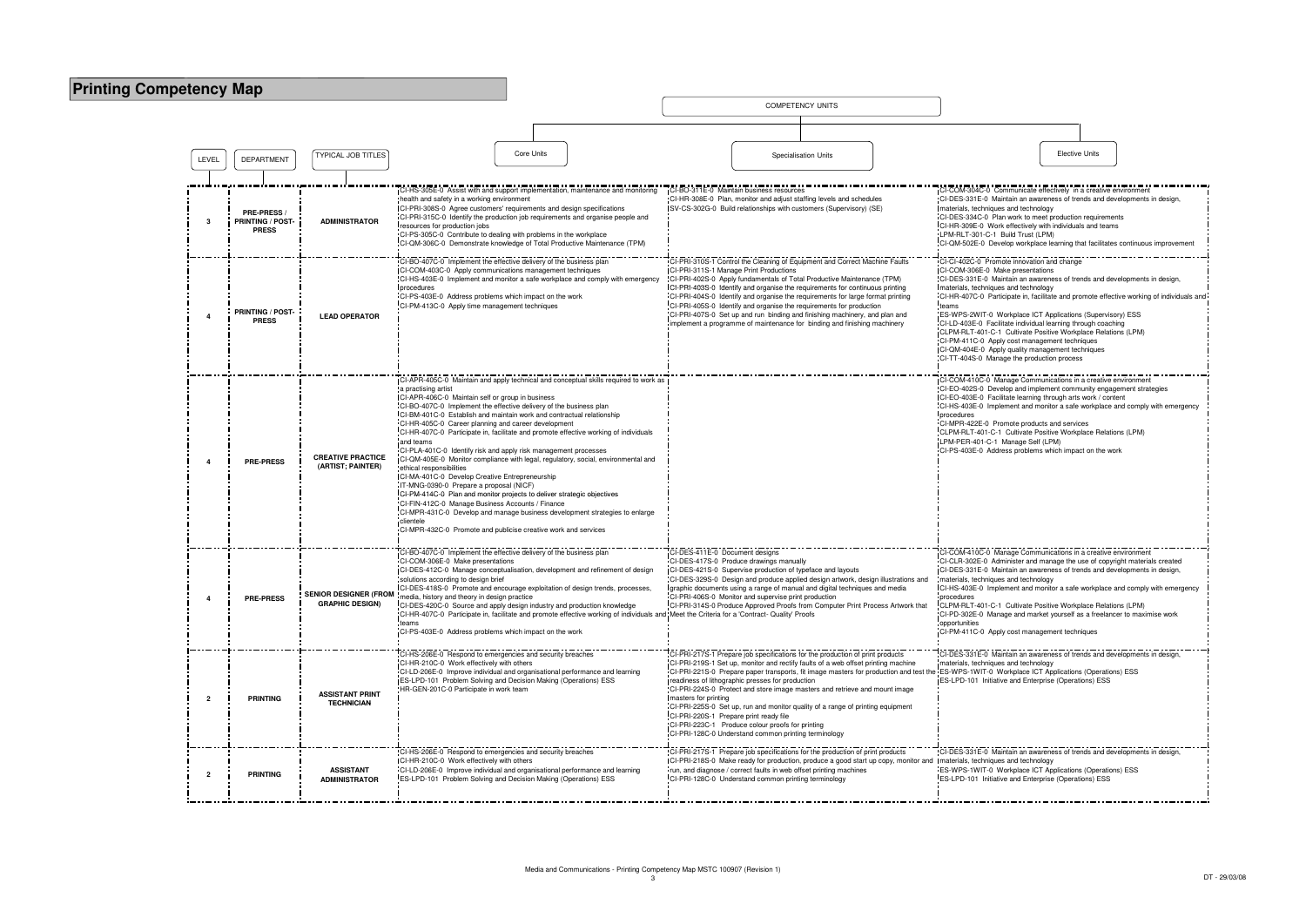# Printing Competency Map

| LEVEL | DEPARTMENT | TYPICAL JOB TITLES | Core Units | Specialisation Units | Elective Units |
|---|---|---|---|---|---|
| 3 | PRE-PRESS / PRINTING / POST-PRESS | ADMINISTRATOR | CI-HS-305E-0 Assist with and support implementation, maintenance and monitoring health and safety in a working environment<br>CI-PRI-308S-0 Agree customers' requirements and design specifications<br>CI-PRI-315C-0 Identify the production job requirements and organise people and resources for production jobs<br>CI-PS-305C-0 Contribute to dealing with problems in the workplace<br>CI-QM-306C-0 Demonstrate knowledge of Total Productive Maintenance (TPM) | CI-BO-311E-0 Maintain business resources<br>CI-HR-308E-0 Plan, monitor and adjust staffing levels and schedules<br>SV-CS-302G-0 Build relationships with customers (Supervisory) (SE) | CI-COM-304C-0 Communicate effectively in a creative environment<br>CI-DES-331E-0 Maintain an awareness of trends and developments in design, materials, techniques and technology<br>CI-DES-334C-0 Plan work to meet production requirements<br>CI-HR-309E-0 Work effectively with individuals and teams<br>LPM-RLT-301-C-1 Build Trust (LPM)<br>CI-QM-502E-0 Develop workplace learning that facilitates continuous improvement |
| 4 | PRINTING / POST-PRESS | LEAD OPERATOR | CI-BO-407C-0 Implement the effective delivery of the business plan<br>CI-COM-403C-0 Apply communications management techniques<br>CI-HS-403E-0 Implement and monitor a safe workplace and comply with emergency procedures<br>CI-PS-403E-0 Address problems which impact on the work<br>CI-PM-413C-0 Apply time management techniques | CI-PRI-310S-1 Control the Cleaning of Equipment and Correct Machine Faults<br>CI-PRI-311S-1 Manage Print Productions<br>CI-PRI-402S-0 Apply fundamentals of Total Productive Maintenance (TPM)<br>CI-PRI-403S-0 Identify and organise the requirements for continuous printing<br>CI-PRI-404S-0 Identify and organise the requirements for large format printing<br>CI-PRI-405S-0 Identify and organise the requirements for production<br>CI-PRI-407S-0 Set up and run binding and finishing machinery, and plan and implement a programme of maintenance for binding and finishing machinery | CI-CI-402C-0 Promote innovation and change<br>CI-COM-306E-0 Make presentations<br>CI-DES-331E-0 Maintain an awareness of trends and developments in design, materials, techniques and technology<br>CI-HR-407C-0 Participate in, facilitate and promote effective working of individuals and teams<br>ES-WPS-2WIT-0 Workplace ICT Applications (Supervisory) ESS<br>CI-LD-403E-0 Facilitate individual learning through coaching<br>CLPM-RLT-401-C-1 Cultivate Positive Workplace Relations (LPM)<br>CI-PM-411C-0 Apply cost management techniques<br>CI-QM-404E-0 Apply quality management techniques<br>CI-TT-404S-0 Manage the production process |
| 4 | PRE-PRESS | CREATIVE PRACTICE (ARTIST; PAINTER) | CI-APR-405C-0 Maintain and apply technical and conceptual skills required to work as a practising artist<br>CI-APR-406C-0 Maintain self or group in business<br>CI-BO-407C-0 Implement the effective delivery of the business plan<br>CI-BM-401C-0 Establish and maintain work and contractual relationship<br>CI-HR-405C-0 Career planning and career development<br>CI-HR-407C-0 Participate in, facilitate and promote effective working of individuals and teams<br>CI-PLA-401C-0 Identify risk and apply risk management processes<br>CI-QM-405E-0 Monitor compliance with legal, regulatory, social, environmental and ethical responsibilities<br>CI-MA-401C-0 Develop Creative Entrepreneurship<br>IT-MNG-0390-0 Prepare a proposal (NICF)<br>CI-PM-414C-0 Plan and monitor projects to deliver strategic objectives<br>CI-FIN-412C-0 Manage Business Accounts / Finance<br>CI-MPR-431C-0 Develop and manage business development strategies to enlarge clientele<br>CI-MPR-432C-0 Promote and publicise creative work and services | | CI-COM-410C-0 Manage Communications in a creative environment<br>CI-EO-402S-0 Develop and implement community engagement strategies<br>CI-EO-403E-0 Facilitate learning through arts work / content<br>CI-HS-403E-0 Implement and monitor a safe workplace and comply with emergency procedures<br>CI-MPR-422E-0 Promote products and services<br>CLPM-RLT-401-C-1 Cultivate Positive Workplace Relations (LPM)<br>LPM-PER-401-C-1 Manage Self (LPM)<br>CI-PS-403E-0 Address problems which impact on the work |
| 4 | PRE-PRESS | SENIOR DESIGNER (FROM GRAPHIC DESIGN) | CI-BO-407C-0 Implement the effective delivery of the business plan<br>CI-COM-306E-0 Make presentations<br>CI-DES-412C-0 Manage conceptualisation, development and refinement of design solutions according to design brief<br>CI-DES-418S-0 Promote and encourage exploitation of design trends, processes, media, history and theory in design practice<br>CI-DES-420C-0 Source and apply design industry and production knowledge<br>CI-HR-407C-0 Participate in, facilitate and promote effective working of individuals and teams<br>CI-PS-403E-0 Address problems which impact on the work | CI-DES-411E-0 Document designs<br>CI-DES-417S-0 Produce drawings manually<br>CI-DES-421S-0 Supervise production of typeface and layouts<br>CI-DES-329S-0 Design and produce applied design artwork, design illustrations and graphic documents using a range of manual and digital techniques and media<br>CI-PRI-406S-0 Monitor and supervise print production<br>CI-PRI-314S-0 Produce Approved Proofs from Computer Print Process Artwork that Meet the Criteria for a 'Contract- Quality' Proofs | CI-COM-410C-0 Manage Communications in a creative environment<br>CI-CLR-302E-0 Administer and manage the use of copyright materials created<br>CI-DES-331E-0 Maintain an awareness of trends and developments in design, materials, techniques and technology<br>CI-HS-403E-0 Implement and monitor a safe workplace and comply with emergency procedures<br>CLPM-RLT-401-C-1 Cultivate Positive Workplace Relations (LPM)<br>CI-PD-302E-0 Manage and market yourself as a freelancer to maximise work opportunities<br>CI-PM-411C-0 Apply cost management techniques |
| 2 | PRINTING | ASSISTANT PRINT TECHNICIAN | CI-HS-206E-0 Respond to emergencies and security breaches<br>CI-HR-210C-0 Work effectively with others<br>CI-LD-206E-0 Improve individual and organisational performance and learning<br>ES-LPD-101 Problem Solving and Decision Making (Operations) ESS<br>HR-GEN-201C-0 Participate in work team | CI-PRI-217S-1 Prepare job specifications for the production of print products<br>CI-PRI-219S-1 Set up, monitor and rectify faults of a web offset printing machine<br>CI-PRI-221S-0 Prepare paper transports, fit image masters for production and test the readiness of lithographic presses for production<br>CI-PRI-224S-0 Protect and store image masters and retrieve and mount image masters for printing<br>CI-PRI-225S-0 Set up, run and monitor quality of a range of printing equipment<br>CI-PRI-220S-1 Prepare print ready file<br>CI-PRI-223C-1 Produce colour proofs for printing<br>CI-PRI-128C-0 Understand common printing terminology | CI-DES-331E-0 Maintain an awareness of trends and developments in design, materials, techniques and technology<br>ES-WPS-1WIT-0 Workplace ICT Applications (Operations) ESS<br>ES-LPD-101 Initiative and Enterprise (Operations) ESS |
| 2 | PRINTING | ASSISTANT ADMINISTRATOR | CI-HS-206E-0 Respond to emergencies and security breaches<br>CI-HR-210C-0 Work effectively with others<br>CI-LD-206E-0 Improve individual and organisational performance and learning<br>ES-LPD-101 Problem Solving and Decision Making (Operations) ESS | CI-PRI-217S-1 Prepare job specifications for the production of print products<br>CI-PRI-218S-0 Make ready for production, produce a good start up copy, monitor and run, and diagnose / correct faults in web offset printing machines<br>CI-PRI-128C-0 Understand common printing terminology | CI-DES-331E-0 Maintain an awareness of trends and developments in design, materials, techniques and technology<br>ES-WPS-1WIT-0 Workplace ICT Applications (Operations) ESS<br>ES-LPD-101 Initiative and Enterprise (Operations) ESS |

Media and Communications - Printing Competency Map MSTC 100907 (Revision 1)

DT - 29/03/08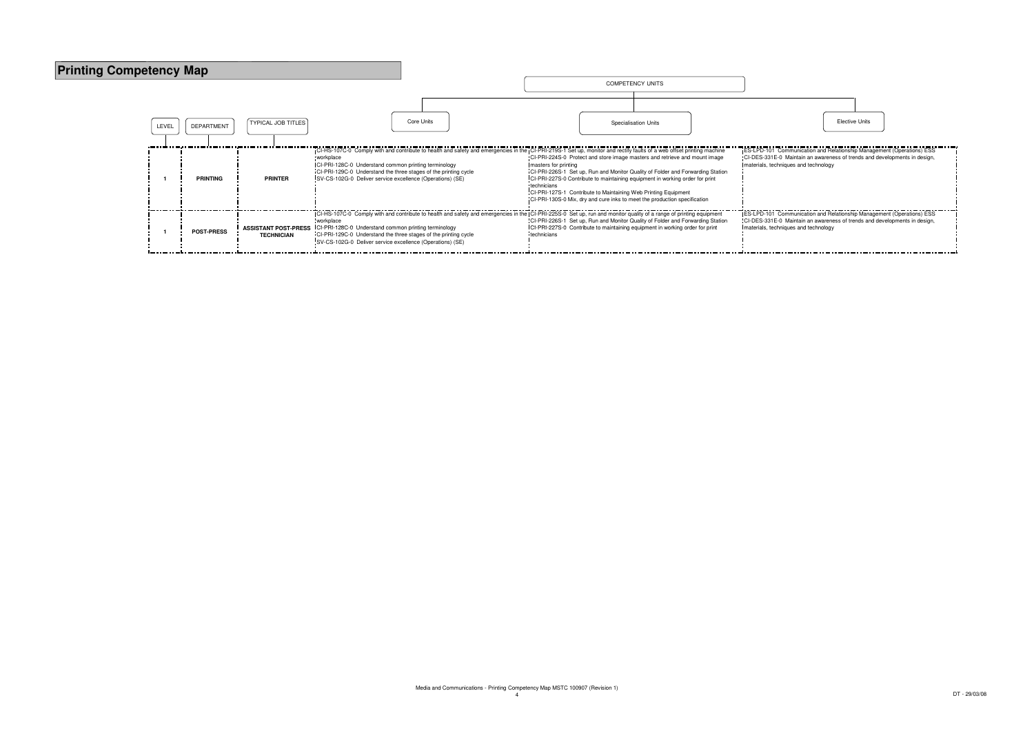# Printing Competency Map

COMPETENCY UNITS

| LEVEL | DEPARTMENT | TYPICAL JOB TITLES | Core Units | Specialisation Units | Elective Units |
|---|---|---|---|---|---|
| 1 | **PRINTING** | **PRINTER** | CI-HS-107C-0 Comply with and contribute to health and safety and emergencies in the workplace<br>CI-PRI-128C-0 Understand common printing terminology<br>CI-PRI-129C-0 Understand the three stages of the printing cycle<br>SV-CS-102G-0 Deliver service excellence (Operations) (SE) | CI-PRI-219S-1 Set up, monitor and rectify faults of a web offset printing machine<br>CI-PRI-224S-0 Protect and store image masters and retrieve and mount image masters for printing<br>CI-PRI-226S-1 Set up, Run and Monitor Quality of Folder and Forwarding Station<br>CI-PRI-227S-0 Contribute to maintaining equipment in working order for print technicians<br>CI-PRI-127S-1 Contribute to Maintaining Web Printing Equipment<br>CI-PRI-130S-0 Mix, dry and cure inks to meet the production specification | ES-LPD-101 Communication and Relationship Management (Operations) ESS<br>CI-DES-331E-0 Maintain an awareness of trends and developments in design, materials, techniques and technology |
| 1 | **POST-PRESS** | **ASSISTANT POST-PRESS TECHNICIAN** | CI-HS-107C-0 Comply with and contribute to health and safety and emergencies in the workplace<br>CI-PRI-128C-0 Understand common printing terminology<br>CI-PRI-129C-0 Understand the three stages of the printing cycle<br>SV-CS-102G-0 Deliver service excellence (Operations) (SE) | CI-PRI-225S-0 Set up, run and monitor quality of a range of printing equipment<br>CI-PRI-226S-1 Set up, Run and Monitor Quality of Folder and Forwarding Station<br>CI-PRI-227S-0 Contribute to maintaining equipment in working order for print technicians | ES-LPD-101 Communication and Relationship Management (Operations) ESS<br>CI-DES-331E-0 Maintain an awareness of trends and developments in design, materials, techniques and technology |

Media and Communications - Printing Competency Map MSTC 100907 (Revision 1)

DT - 29/03/08